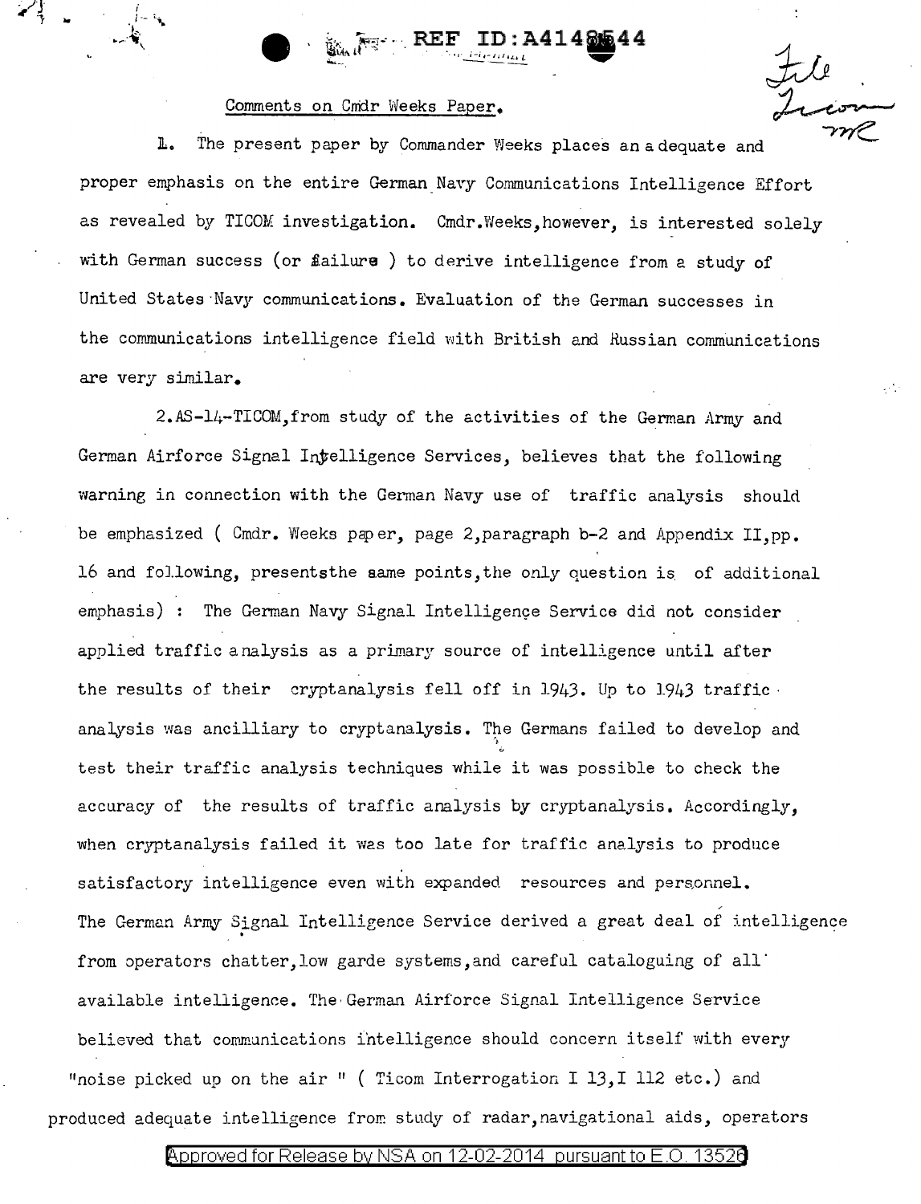REF ID:A4148544

File
Ticom
MC

## Comments on Cmdr Weeks Paper.

1. The present paper by Commander Weeks places an adequate and proper emphasis on the entire German Navy Communications Intelligence Effort as revealed by TICOM investigation. Cmdr.Weeks,however, is interested solely with German success (or failure ) to derive intelligence from a study of United States Navy communications. Evaluation of the German successes in the communications intelligence field with British and Russian communications are very similar.

2. AS-14-TICOM,from study of the activities of the German Army and German Airforce Signal Intelligence Services, believes that the following warning in connection with the German Navy use of traffic analysis should be emphasized ( Cmdr. Weeks paper, page 2,paragraph b-2 and Appendix II,pp. 16 and following, presentsthe same points,the only question is of additional emphasis) : The German Navy Signal Intelligence Service did not consider applied traffic analysis as a primary source of intelligence until after the results of their cryptanalysis fell off in 1943. Up to 1943 traffic analysis was ancilliary to cryptanalysis. The Germans failed to develop and test their traffic analysis techniques while it was possible to check the accuracy of the results of traffic analysis by cryptanalysis. Accordingly, when cryptanalysis failed it was too late for traffic analysis to produce satisfactory intelligence even with expanded resources and personnel. The German Army Signal Intelligence Service derived a great deal of intelligence from operators chatter,low garde systems,and careful cataloguing of all available intelligence. The German Airforce Signal Intelligence Service believed that communications intelligence should concern itself with every "noise picked up on the air " ( Ticom Interrogation I 13,I 112 etc.) and produced adequate intelligence from study of radar,navigational aids, operators

Approved for Release by NSA on 12-02-2014 pursuant to E.O. 13526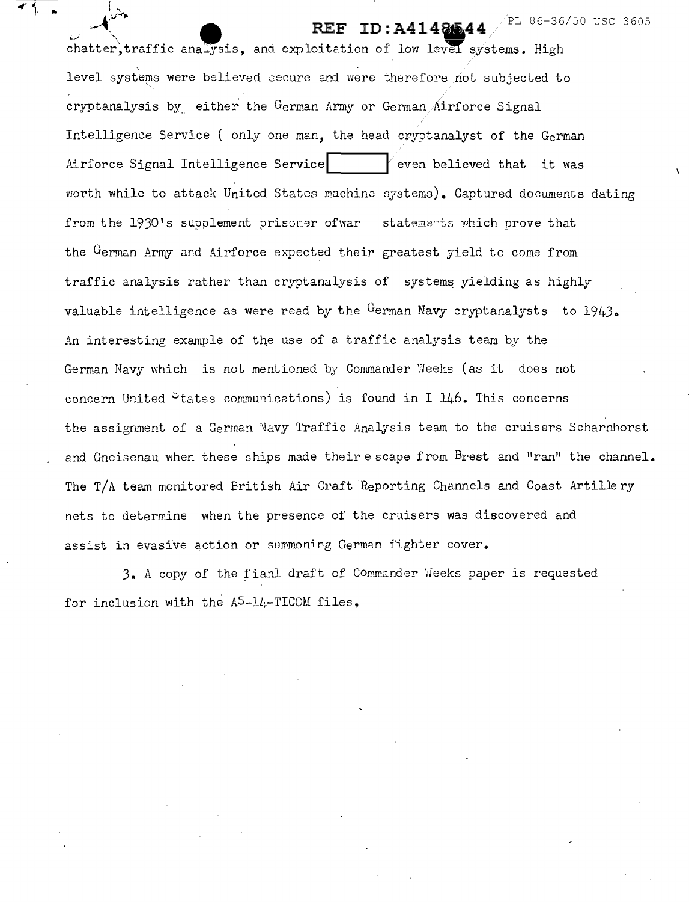chatter, traffic analysis, and exploitation of low level systems. High level systems were believed secure and were therefore not subjected to cryptanalysis by either the German Army or German Airforce Signal Intelligence Service ( only one man, the head cryptanalyst of the German Airforce Signal Intelligence Service [ ] even believed that it was worth while to attack United States machine systems). Captured documents dating from the 1930's supplement prisoner ofwar statements which prove that the German Army and Airforce expected their greatest yield to come from traffic analysis rather than cryptanalysis of systems yielding as highly valuable intelligence as were read by the German Navy cryptanalysts to 1943. An interesting example of the use of a traffic analysis team by the German Navy which is not mentioned by Commander Weeks (as it does not concern United States communications) is found in I 146. This concerns the assignment of a German Navy Traffic Analysis team to the cruisers Scharnhorst and Gneisenau when these ships made their e scape from Brest and "ran" the channel. The T/A team monitored British Air Craft Reporting Channels and Coast Artillery nets to determine when the presence of the cruisers was discovered and assist in evasive action or summoning German fighter cover.

3. A copy of the fianl draft of Commander Weeks paper is requested for inclusion with the AS-14-TICOM files.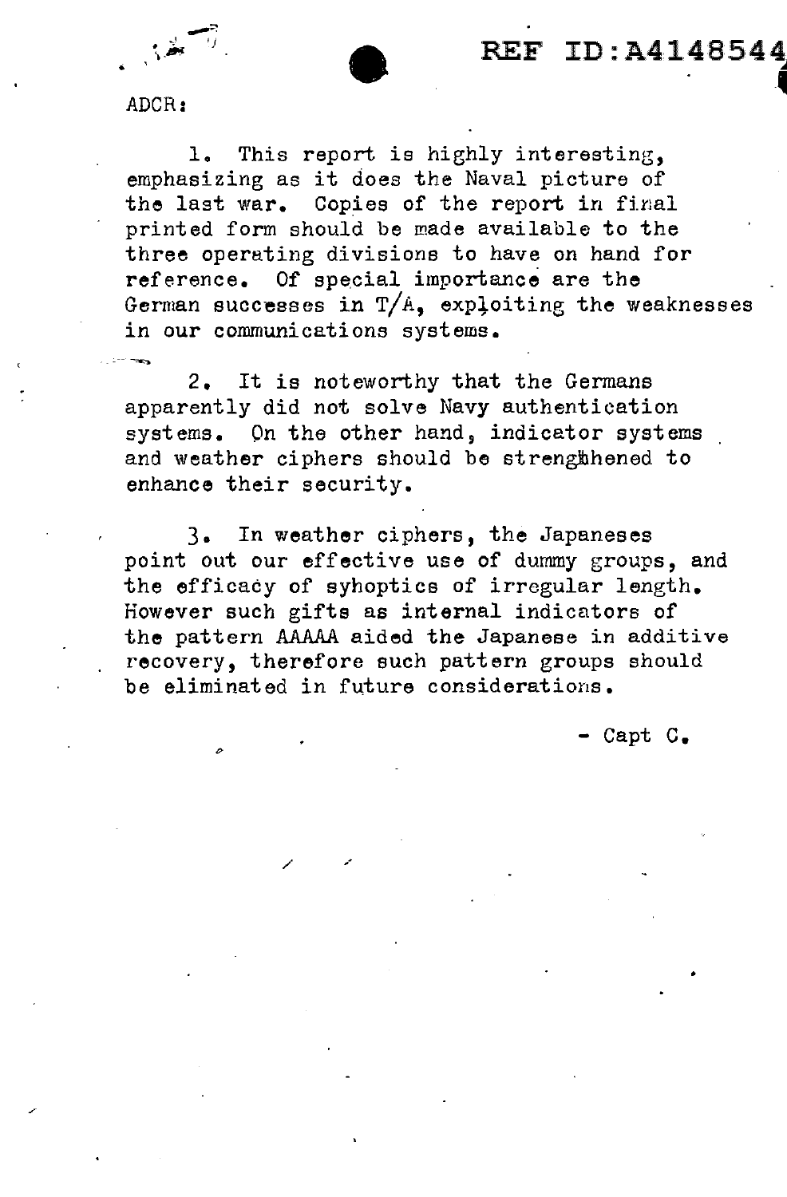ADCR:

1. This report is highly interesting, emphasizing as it does the Naval picture of the last war. Copies of the report in final printed form should be made available to the three operating divisions to have on hand for reference. Of special importance are the German successes in T/A, exploiting the weaknesses in our communications systems.

2. It is noteworthy that the Germans apparently did not solve Navy authentication systems. On the other hand, indicator systems and weather ciphers should be strengthened to enhance their security.

3. In weather ciphers, the Japaneses point out our effective use of dummy groups, and the efficacy of syhoptics of irregular length. However such gifts as internal indicators of the pattern AAAAA aided the Japanese in additive recovery, therefore such pattern groups should be eliminated in future considerations.

- Capt C.